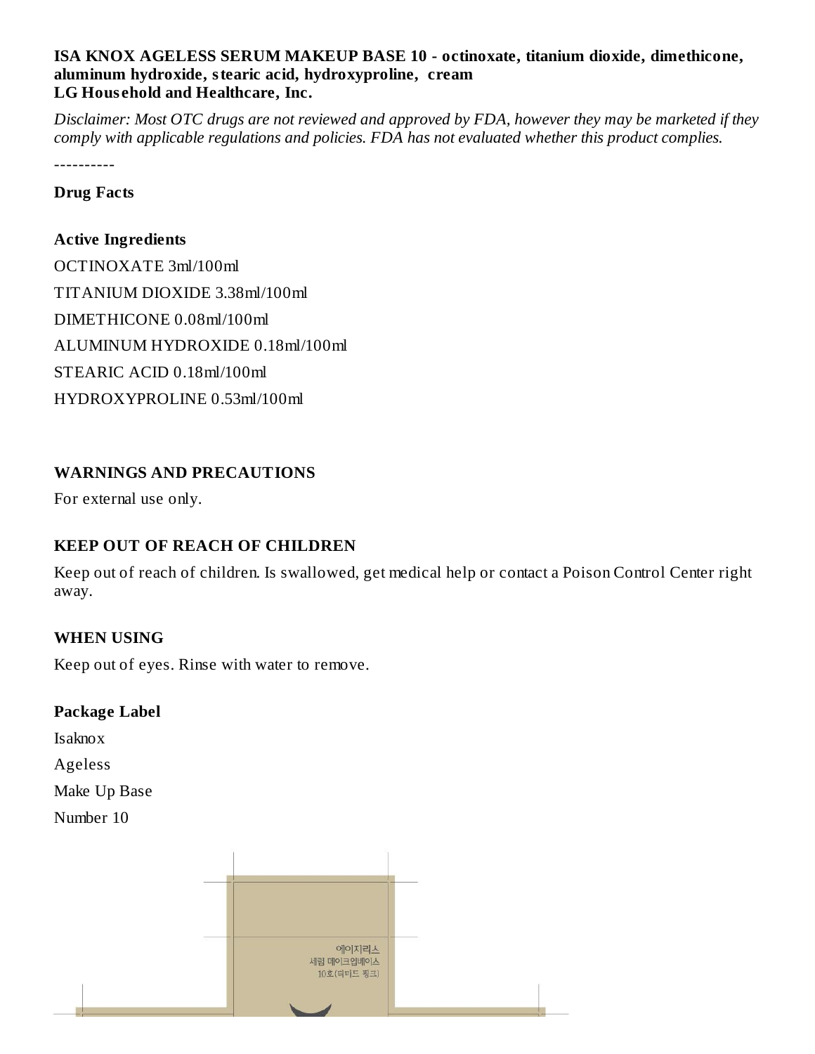**ISA KNOX AGELESS SERUM MAKEUP BASE 10 - octinoxate, titanium dioxide, dimethicone, aluminum hydroxide, stearic acid, hydroxyproline, cream**
**LG Household and Healthcare, Inc.**

*Disclaimer: Most OTC drugs are not reviewed and approved by FDA, however they may be marketed if they comply with applicable regulations and policies. FDA has not evaluated whether this product complies.*

----------

**Drug Facts**

**Active Ingredients**

OCTINOXATE 3ml/100ml

TITANIUM DIOXIDE 3.38ml/100ml

DIMETHICONE 0.08ml/100ml

ALUMINUM HYDROXIDE 0.18ml/100ml

STEARIC ACID 0.18ml/100ml

HYDROXYPROLINE 0.53ml/100ml

**WARNINGS AND PRECAUTIONS**

For external use only.

**KEEP OUT OF REACH OF CHILDREN**

Keep out of reach of children. Is swallowed, get medical help or contact a Poison Control Center right away.

**WHEN USING**

Keep out of eyes. Rinse with water to remove.

**Package Label**

Isaknox

Ageless

Make Up Base

Number 10

에이지리스
세럼 메이크업베이스
10호(티미드 핑크)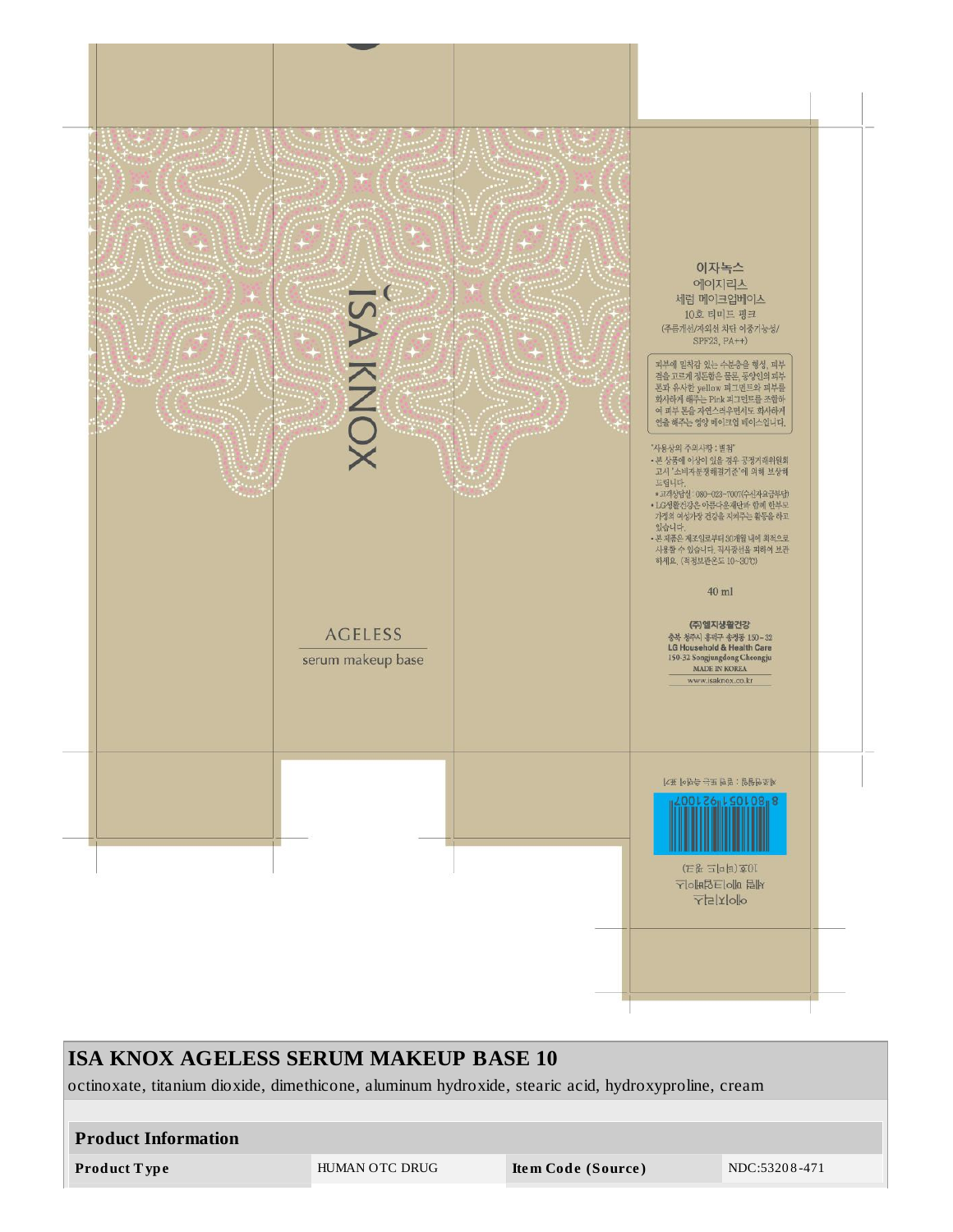ISA KNOX

AGELESS

serum makeup base

이자녹스
에이지리스
세럼 메이크업베이스
10호 티미드 핑크
(주름개선/자외선 차단 이중기능성/
SPF23, PA++)

피부에 밀착감 있는 수분층을 형성, 피부결을 고르게 정돈함은 물론, 동양인의 피부톤과 유사한 yellow 피그먼트와 피부를 화사하게 해주는 Pink 피그먼트를 조합하여 피부 톤을 자연스러우면서도 화사하게 연출 해주는 영양 메이크업 베이스입니다.

"사용상의 주의사항 : 별첨"
- 본 상품에 이상이 있을 경우 공정거래위원회 고시 '소비자분쟁해결기준'에 의해 보상해 드립니다.
- 고객상담실 : 080-023-7007(수신자요금부담)
- LG생활건강은 아름다운재단과 함께 한부모 가정의 여성가장 건강을 지켜주는 활동을 하고 있습니다.
- 본 제품은 제조일로부터 30개월 내에 최적으로 사용할 수 있습니다. 직사광선을 피하여 보관하세요. (적정보관온도 10~30℃)

40 ml

(주)엘지생활건강
충북 청주시 흥덕구 송정동 150-32
LG Household & Health Care
150-32 Songjungdong Cheongju
MADE IN KOREA
www.isaknox.co.kr

제조번호 : 별도 표기

8 801051 921007

에이지리스
세럼 메이크업베이스
10호 (티미드 핑크)

## ISA KNOX AGELESS SERUM MAKEUP BASE 10

octinoxate, titanium dioxide, dimethicone, aluminum hydroxide, stearic acid, hydroxyproline, cream

| Product Information | | | |
|---|---|---|---|
| **Product Type** | HUMAN OTC DRUG | **Item Code (Source)** | NDC:53208-471 |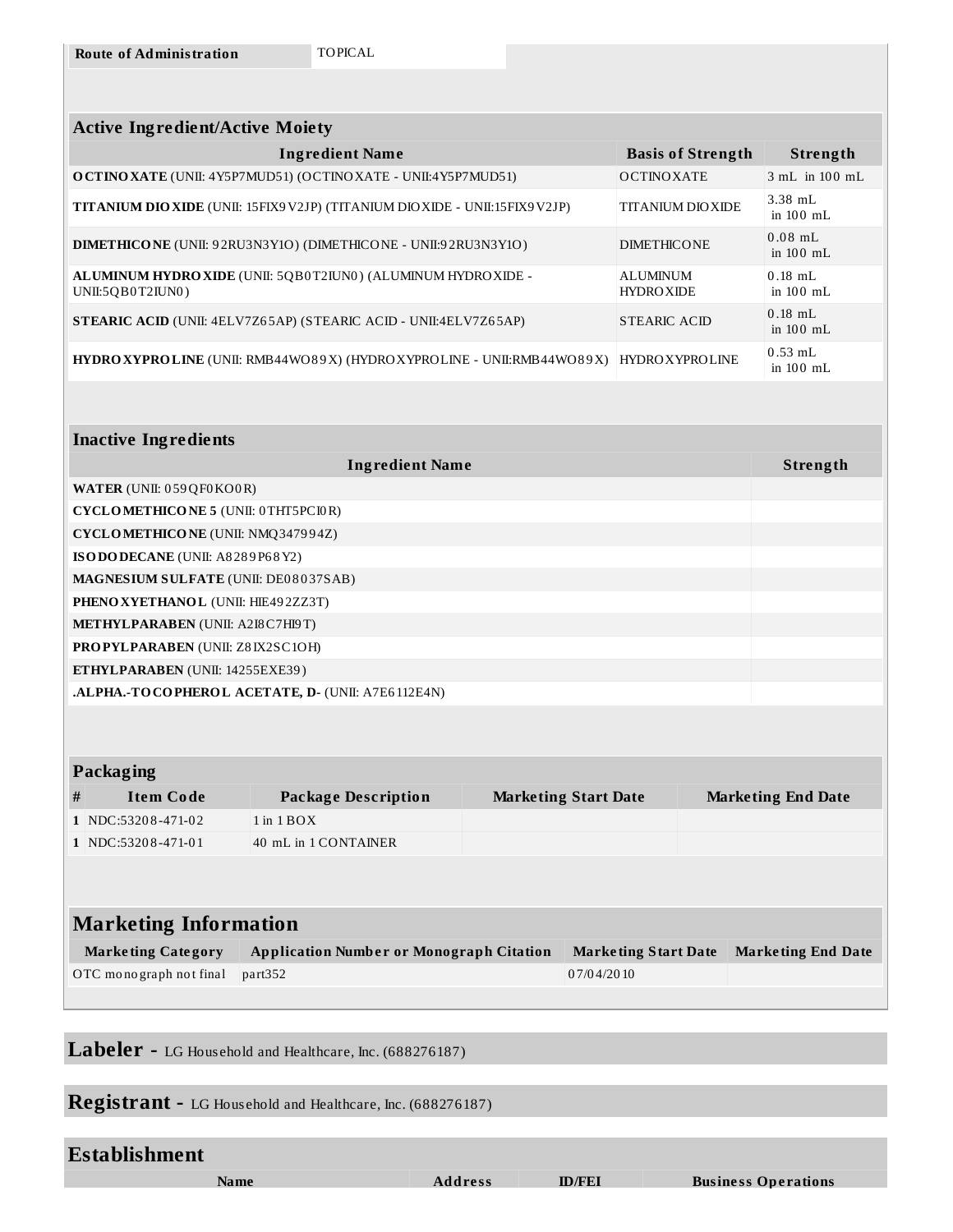| Route of Administration | TOPICAL |
|---|---|

| Active Ingredient/Active Moiety | | |
|---|---|---|
| **Ingredient Name** | **Basis of Strength** | **Strength** |
| **OCTINOXATE** (UNII: 4Y5P7MUD51) (OCTINOXATE - UNII:4Y5P7MUD51) | OCTINOXATE | 3 mL in 100 mL |
| **TITANIUM DIOXIDE** (UNII: 15FIX9V2JP) (TITANIUM DIOXIDE - UNII:15FIX9V2JP) | TITANIUM DIOXIDE | 3.38 mL in 100 mL |
| **DIMETHICONE** (UNII: 92RU3N3Y1O) (DIMETHICONE - UNII:92RU3N3Y1O) | DIMETHICONE | 0.08 mL in 100 mL |
| **ALUMINUM HYDROXIDE** (UNII: 5QB0T2IUN0) (ALUMINUM HYDROXIDE - UNII:5QB0T2IUN0) | ALUMINUM HYDROXIDE | 0.18 mL in 100 mL |
| **STEARIC ACID** (UNII: 4ELV7Z65AP) (STEARIC ACID - UNII:4ELV7Z65AP) | STEARIC ACID | 0.18 mL in 100 mL |
| **HYDROXYPROLINE** (UNII: RMB44WO89X) (HYDROXYPROLINE - UNII:RMB44WO89X) | HYDROXYPROLINE | 0.53 mL in 100 mL |

| Inactive Ingredients | |
|---|---|
| **Ingredient Name** | **Strength** |
| **WATER** (UNII: 059QF0KO0R) | |
| **CYCLOMETHICONE 5** (UNII: 0THT5PCI0R) | |
| **CYCLOMETHICONE** (UNII: NMQ347994Z) | |
| **ISODODECANE** (UNII: A8289P68Y2) | |
| **MAGNESIUM SULFATE** (UNII: DE08037SAB) | |
| **PHENOXYETHANOL** (UNII: HIE492ZZ3T) | |
| **METHYLPARABEN** (UNII: A2I8C7HI9T) | |
| **PROPYLPARABEN** (UNII: Z8IX2SC1OH) | |
| **ETHYLPARABEN** (UNII: 14255EXE39) | |
| **.ALPHA.-TOCOPHEROL ACETATE, D-** (UNII: A7E6112E4N) | |

| Packaging | | | | |
|---|---|---|---|---|
| **#** | **Item Code** | **Package Description** | **Marketing Start Date** | **Marketing End Date** |
| 1 | NDC:53208-471-02 | 1 in 1 BOX | | |
| 1 | NDC:53208-471-01 | 40 mL in 1 CONTAINER | | |

## Marketing Information

| Marketing Category | Application Number or Monograph Citation | Marketing Start Date | Marketing End Date |
|---|---|---|---|
| OTC monograph not final | part352 | 07/04/2010 | |

## Labeler - LG Household and Healthcare, Inc. (688276187)

## Registrant - LG Household and Healthcare, Inc. (688276187)

## Establishment

| Name | Address | ID/FEI | Business Operations |
|---|---|---|---|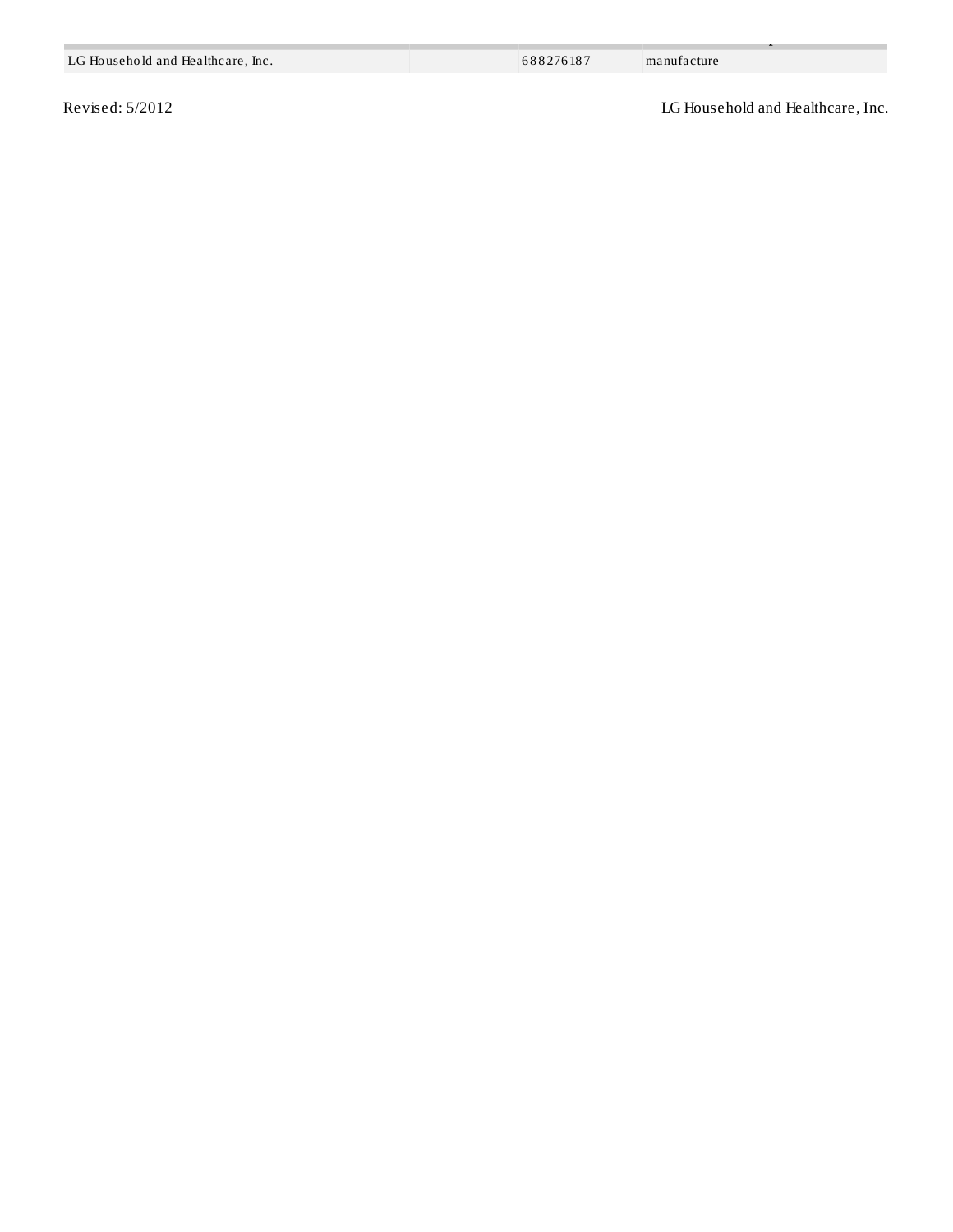| | | | |
|---|---|---|---|
| LG Household and Healthcare, Inc. | | 688276187 | manufacture |

Revised: 5/2012

LG Household and Healthcare, Inc.